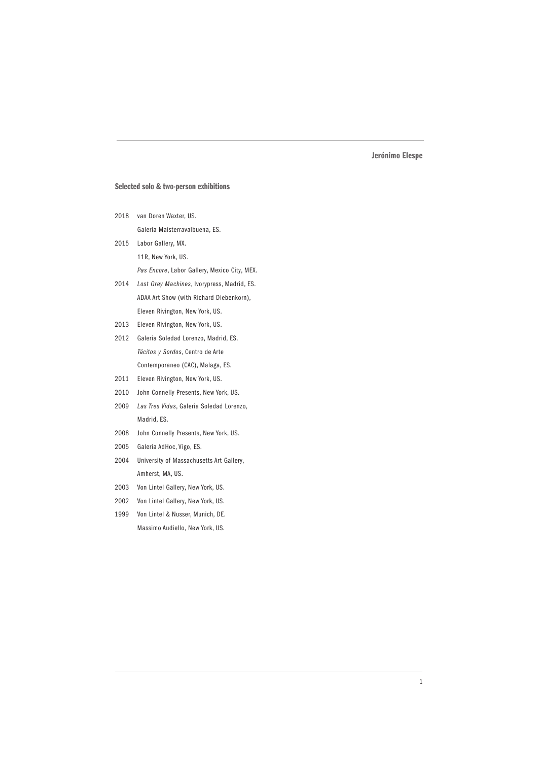**Jerónimo Elespe**

## Selected solo & two-person exhibitions

2018 van Doren Waxter, US.
Galería Maisterravalbuena, ES.

2015 Labor Gallery, MX.
11R, New York, US.
*Pas Encore*, Labor Gallery, Mexico City, MEX.

2014 *Lost Grey Machines*, Ivorypress, Madrid, ES.
ADAA Art Show (with Richard Diebenkorn),
Eleven Rivington, New York, US.

2013 Eleven Rivington, New York, US.

2012 Galeria Soledad Lorenzo, Madrid, ES.
*Tácitos y Sordos*, Centro de Arte
Contemporaneo (CAC), Malaga, ES.

2011 Eleven Rivington, New York, US.

2010 John Connelly Presents, New York, US.

2009 *Las Tres Vidas*, Galeria Soledad Lorenzo,
Madrid, ES.

2008 John Connelly Presents, New York, US.

2005 Galeria AdHoc, Vigo, ES.

2004 University of Massachusetts Art Gallery,
Amherst, MA, US.

2003 Von Lintel Gallery, New York, US.

2002 Von Lintel Gallery, New York, US.

1999 Von Lintel & Nusser, Munich, DE.
Massimo Audiello, New York, US.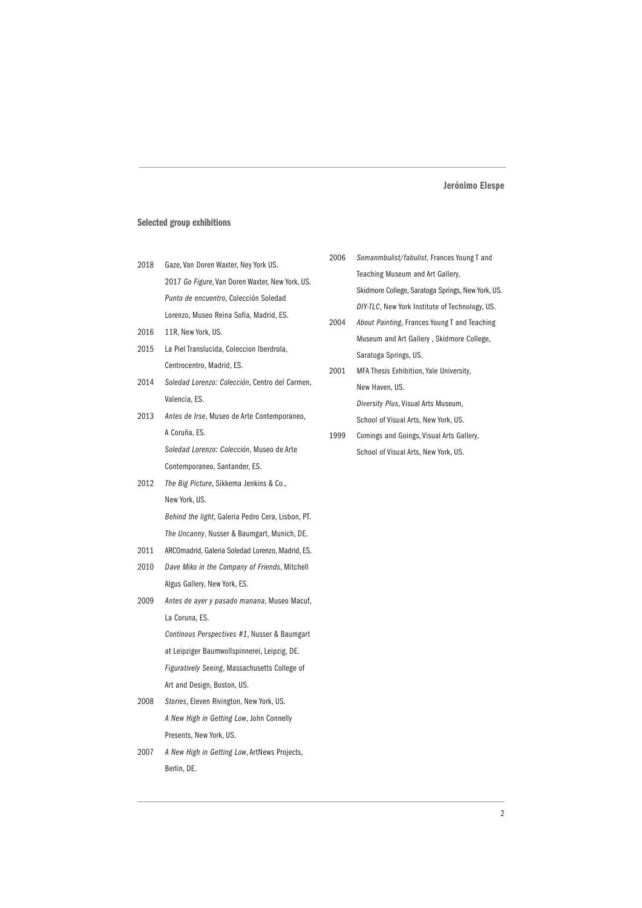## Selected group exhibitions

2018 Gaze, Van Doren Waxter, Ney York US.
2017 *Go Figure*, Van Doren Waxter, New York, US.
*Punto de encuentro*, Colección Soledad Lorenzo, Museo Reina Sofia, Madrid, ES.

2016 11R, New York, US.

2015 La Piel Translucida, Coleccion Iberdrola, Centrocentro, Madrid, ES.

2014 *Soledad Lorenzo: Colección*, Centro del Carmen, Valencia, ES.

2013 *Antes de Irse*, Museo de Arte Contemporaneo, A Coruña, ES.
*Soledad Lorenzo: Colección*, Museo de Arte Contemporaneo, Santander, ES.

2012 *The Big Picture*, Sikkema Jenkins & Co., New York, US.
*Behind the light*, Galeria Pedro Cera, Lisbon, PT.
*The Uncanny*, Nusser & Baumgart, Munich, DE.

2011 ARCOmadrid, Galeria Soledad Lorenzo, Madrid, ES.

2010 *Dave Miko in the Company of Friends*, Mitchell Algus Gallery, New York, ES.

2009 *Antes de ayer y pasado manana*, Museo Macuf, La Coruna, ES.
*Continous Perspectives #1*, Nusser & Baumgart at Leipziger Baumwollspinnerei, Leipzig, DE.
*Figuratively Seeing*, Massachusetts College of Art and Design, Boston, US.

2008 *Stories*, Eleven Rivington, New York, US.
*A New High in Getting Low*, John Connelly Presents, New York, US.

2007 *A New High in Getting Low*, ArtNews Projects, Berlin, DE.

2006 *Somanmbulist/fabulist*, Frances Young T and Teaching Museum and Art Gallery, Skidmore College, Saratoga Springs, New York, US.
*DIY-TLC*, New York Institute of Technology, US.

2004 *About Painting*, Frances Young T and Teaching Museum and Art Gallery , Skidmore College, Saratoga Springs, US.

2001 MFA Thesis Exhibition, Yale University, New Haven, US.
*Diversity Plus*, Visual Arts Museum, School of Visual Arts, New York, US.

1999 Comings and Goings, Visual Arts Gallery, School of Visual Arts, New York, US.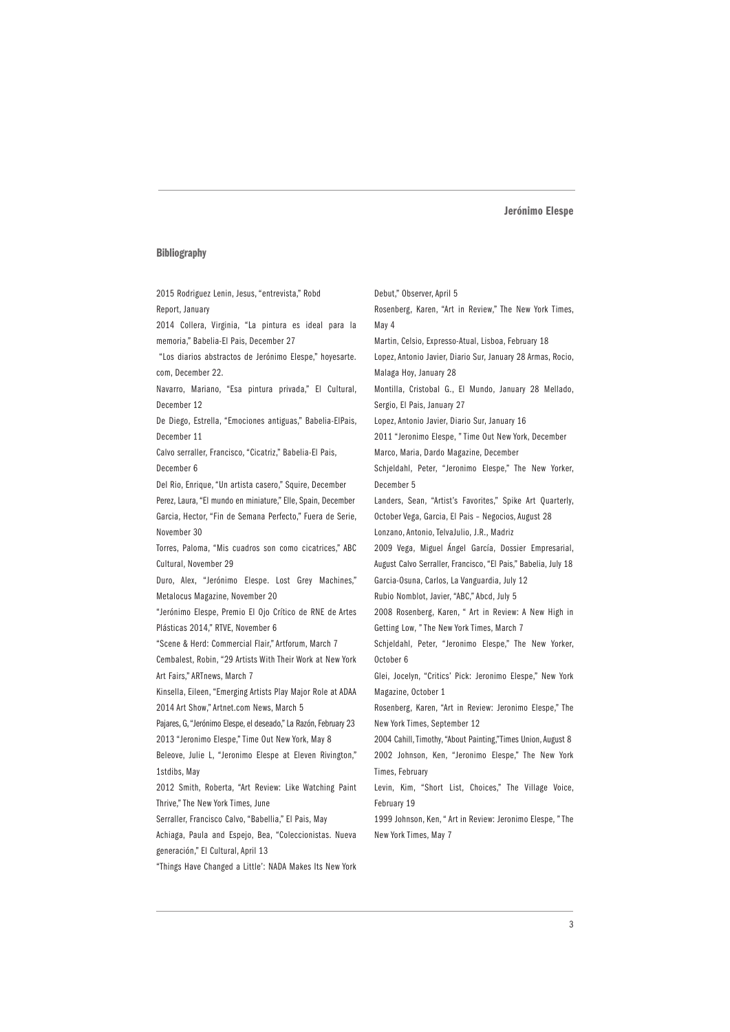## Bibliography

2015 Rodriguez Lenin, Jesus, "entrevista," Robd Report, January

2014 Collera, Virginia, "La pintura es ideal para la memoria," Babelia-El Pais, December 27

"Los diarios abstractos de Jerónimo Elespe," hoyesarte.com, December 22.

Navarro, Mariano, "Esa pintura privada," El Cultural, December 12

De Diego, Estrella, "Emociones antiguas," Babelia-ElPais, December 11

Calvo serraller, Francisco, "Cicatriz," Babelia-El Pais, December 6

Del Rio, Enrique, "Un artista casero," Squire, December

Perez, Laura, "El mundo en miniature," Elle, Spain, December

Garcia, Hector, "Fin de Semana Perfecto," Fuera de Serie, November 30

Torres, Paloma, "Mis cuadros son como cicatrices," ABC Cultural, November 29

Duro, Alex, "Jerónimo Elespe. Lost Grey Machines," Metalocus Magazine, November 20

"Jerónimo Elespe, Premio El Ojo Crítico de RNE de Artes Plásticas 2014," RTVE, November 6

"Scene & Herd: Commercial Flair," Artforum, March 7

Cembalest, Robin, "29 Artists With Their Work at New York Art Fairs," ARTnews, March 7

Kinsella, Eileen, "Emerging Artists Play Major Role at ADAA 2014 Art Show," Artnet.com News, March 5

Pajares, G, "Jerónimo Elespe, el deseado," La Razón, February 23

2013 "Jeronimo Elespe," Time Out New York, May 8

Beleove, Julie L, "Jeronimo Elespe at Eleven Rivington," 1stdibs, May

2012 Smith, Roberta, "Art Review: Like Watching Paint Thrive," The New York Times, June

Serraller, Francisco Calvo, "Babellia," El Pais, May

Achiaga, Paula and Espejo, Bea, "Coleccionistas. Nueva generación," El Cultural, April 13

"Things Have Changed a Little': NADA Makes Its New York Debut," Observer, April 5

Rosenberg, Karen, "Art in Review," The New York Times, May 4

Martin, Celsio, Expresso-Atual, Lisboa, February 18

Lopez, Antonio Javier, Diario Sur, January 28 Armas, Rocio, Malaga Hoy, January 28

Montilla, Cristobal G., El Mundo, January 28 Mellado, Sergio, El Pais, January 27

Lopez, Antonio Javier, Diario Sur, January 16

2011 "Jeronimo Elespe, " Time Out New York, December

Marco, Maria, Dardo Magazine, December

Schjeldahl, Peter, "Jeronimo Elespe," The New Yorker, December 5

Landers, Sean, "Artist's Favorites," Spike Art Quarterly, October Vega, Garcia, El Pais – Negocios, August 28

Lonzano, Antonio, TelvaJulio, J.R., Madriz

2009 Vega, Miguel Ángel García, Dossier Empresarial, August Calvo Serraller, Francisco, "El Pais," Babelia, July 18

Garcia-Osuna, Carlos, La Vanguardia, July 12

Rubio Nomblot, Javier, "ABC," Abcd, July 5

2008 Rosenberg, Karen, " Art in Review: A New High in Getting Low, " The New York Times, March 7

Schjeldahl, Peter, "Jeronimo Elespe," The New Yorker, October 6

Glei, Jocelyn, "Critics' Pick: Jeronimo Elespe," New York Magazine, October 1

Rosenberg, Karen, "Art in Review: Jeronimo Elespe," The New York Times, September 12

2004 Cahill, Timothy, "About Painting,"Times Union, August 8

2002 Johnson, Ken, "Jeronimo Elespe," The New York Times, February

Levin, Kim, "Short List, Choices," The Village Voice, February 19

1999 Johnson, Ken, " Art in Review: Jeronimo Elespe, " The New York Times, May 7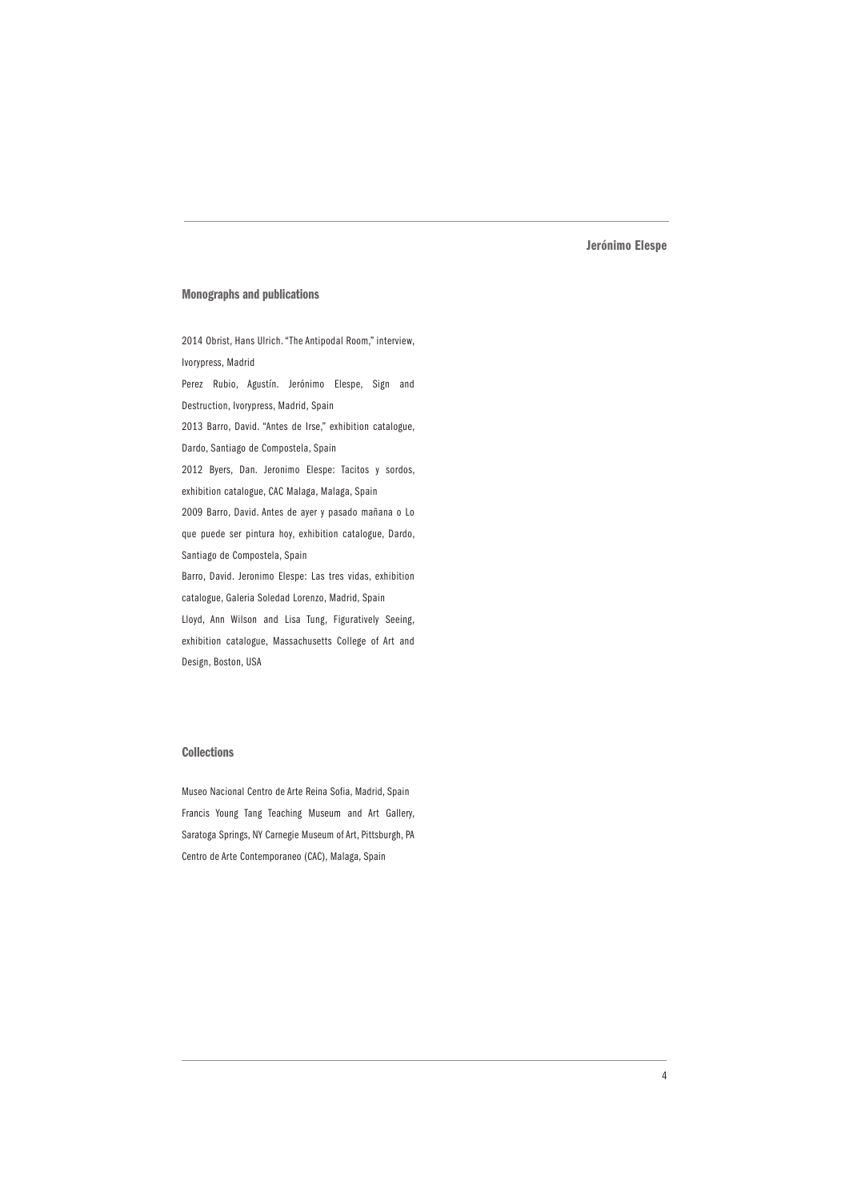## Monographs and publications

2014 Obrist, Hans Ulrich. "The Antipodal Room," interview, Ivorypress, Madrid

Perez Rubio, Agustín. Jerónimo Elespe, Sign and Destruction, Ivorypress, Madrid, Spain

2013 Barro, David. "Antes de Irse," exhibition catalogue, Dardo, Santiago de Compostela, Spain

2012 Byers, Dan. Jeronimo Elespe: Tacitos y sordos, exhibition catalogue, CAC Malaga, Malaga, Spain

2009 Barro, David. Antes de ayer y pasado mañana o Lo que puede ser pintura hoy, exhibition catalogue, Dardo, Santiago de Compostela, Spain

Barro, David. Jeronimo Elespe: Las tres vidas, exhibition catalogue, Galeria Soledad Lorenzo, Madrid, Spain

Lloyd, Ann Wilson and Lisa Tung, Figuratively Seeing, exhibition catalogue, Massachusetts College of Art and Design, Boston, USA

## Collections

Museo Nacional Centro de Arte Reina Sofia, Madrid, Spain

Francis Young Tang Teaching Museum and Art Gallery, Saratoga Springs, NY Carnegie Museum of Art, Pittsburgh, PA

Centro de Arte Contemporaneo (CAC), Malaga, Spain